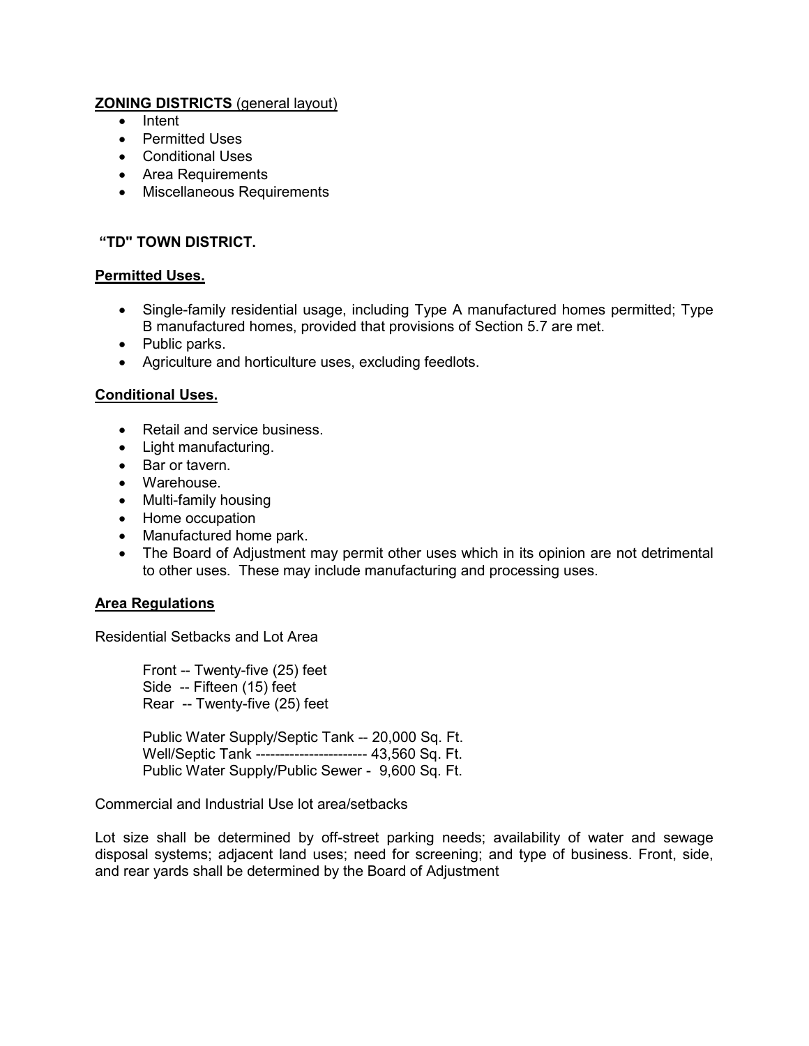**ZONING DISTRICTS** (general layout)

- Intent
- Permitted Uses
- Conditional Uses
- Area Requirements
- Miscellaneous Requirements

**"TD" TOWN DISTRICT.**

**Permitted Uses.**

- Single-family residential usage, including Type A manufactured homes permitted; Type B manufactured homes, provided that provisions of Section 5.7 are met.
- Public parks.
- Agriculture and horticulture uses, excluding feedlots.

**Conditional Uses.**

- Retail and service business.
- Light manufacturing.
- Bar or tavern.
- Warehouse.
- Multi-family housing
- Home occupation
- Manufactured home park.
- The Board of Adjustment may permit other uses which in its opinion are not detrimental to other uses. These may include manufacturing and processing uses.

**Area Regulations**

Residential Setbacks and Lot Area

Front -- Twenty-five (25) feet
Side -- Fifteen (15) feet
Rear -- Twenty-five (25) feet

Public Water Supply/Septic Tank -- 20,000 Sq. Ft.
Well/Septic Tank ---------------------- 43,560 Sq. Ft.
Public Water Supply/Public Sewer - 9,600 Sq. Ft.

Commercial and Industrial Use lot area/setbacks

Lot size shall be determined by off-street parking needs; availability of water and sewage disposal systems; adjacent land uses; need for screening; and type of business. Front, side, and rear yards shall be determined by the Board of Adjustment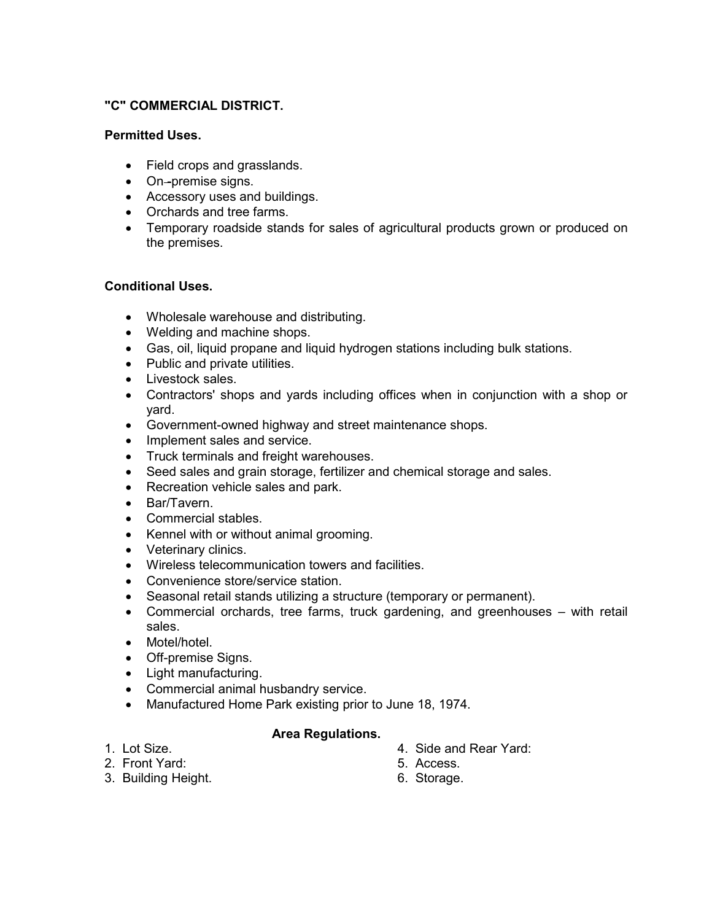## "C" COMMERCIAL DISTRICT.

**Permitted Uses.**

- Field crops and grasslands.
- On-premise signs.
- Accessory uses and buildings.
- Orchards and tree farms.
- Temporary roadside stands for sales of agricultural products grown or produced on the premises.

**Conditional Uses.**

- Wholesale warehouse and distributing.
- Welding and machine shops.
- Gas, oil, liquid propane and liquid hydrogen stations including bulk stations.
- Public and private utilities.
- Livestock sales.
- Contractors' shops and yards including offices when in conjunction with a shop or yard.
- Government-owned highway and street maintenance shops.
- Implement sales and service.
- Truck terminals and freight warehouses.
- Seed sales and grain storage, fertilizer and chemical storage and sales.
- Recreation vehicle sales and park.
- Bar/Tavern.
- Commercial stables.
- Kennel with or without animal grooming.
- Veterinary clinics.
- Wireless telecommunication towers and facilities.
- Convenience store/service station.
- Seasonal retail stands utilizing a structure (temporary or permanent).
- Commercial orchards, tree farms, truck gardening, and greenhouses – with retail sales.
- Motel/hotel.
- Off-premise Signs.
- Light manufacturing.
- Commercial animal husbandry service.
- Manufactured Home Park existing prior to June 18, 1974.

**Area Regulations.**

1. Lot Size.
2. Front Yard:
3. Building Height.
4. Side and Rear Yard:
5. Access.
6. Storage.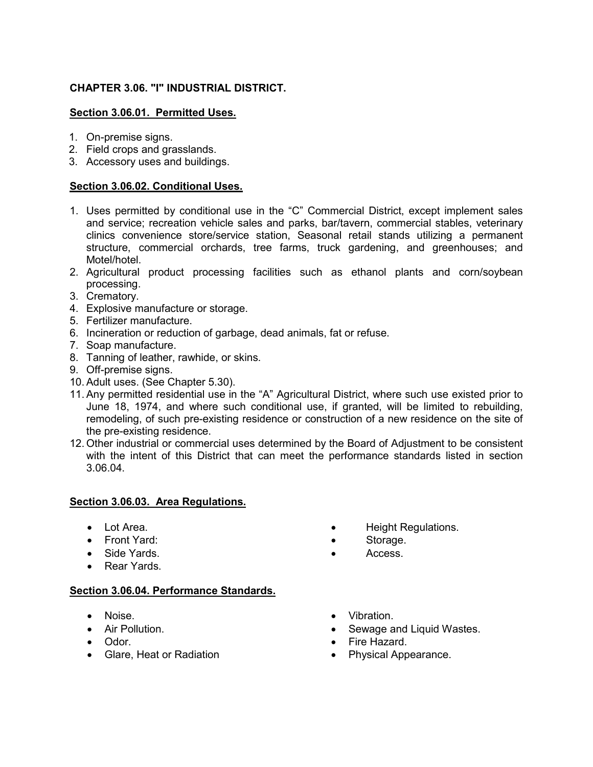## CHAPTER 3.06. "I" INDUSTRIAL DISTRICT.

### Section 3.06.01. Permitted Uses.

1. On-premise signs.
2. Field crops and grasslands.
3. Accessory uses and buildings.

### Section 3.06.02. Conditional Uses.

1. Uses permitted by conditional use in the "C" Commercial District, except implement sales and service; recreation vehicle sales and parks, bar/tavern, commercial stables, veterinary clinics convenience store/service station, Seasonal retail stands utilizing a permanent structure, commercial orchards, tree farms, truck gardening, and greenhouses; and Motel/hotel.
2. Agricultural product processing facilities such as ethanol plants and corn/soybean processing.
3. Crematory.
4. Explosive manufacture or storage.
5. Fertilizer manufacture.
6. Incineration or reduction of garbage, dead animals, fat or refuse.
7. Soap manufacture.
8. Tanning of leather, rawhide, or skins.
9. Off-premise signs.
10. Adult uses. (See Chapter 5.30).
11. Any permitted residential use in the "A" Agricultural District, where such use existed prior to June 18, 1974, and where such conditional use, if granted, will be limited to rebuilding, remodeling, of such pre-existing residence or construction of a new residence on the site of the pre-existing residence.
12. Other industrial or commercial uses determined by the Board of Adjustment to be consistent with the intent of this District that can meet the performance standards listed in section 3.06.04.

### Section 3.06.03. Area Regulations.

- Lot Area.
- Front Yard:
- Side Yards.
- Rear Yards.
- Height Regulations.
- Storage.
- Access.

### Section 3.06.04. Performance Standards.

- Noise.
- Air Pollution.
- Odor.
- Glare, Heat or Radiation
- Vibration.
- Sewage and Liquid Wastes.
- Fire Hazard.
- Physical Appearance.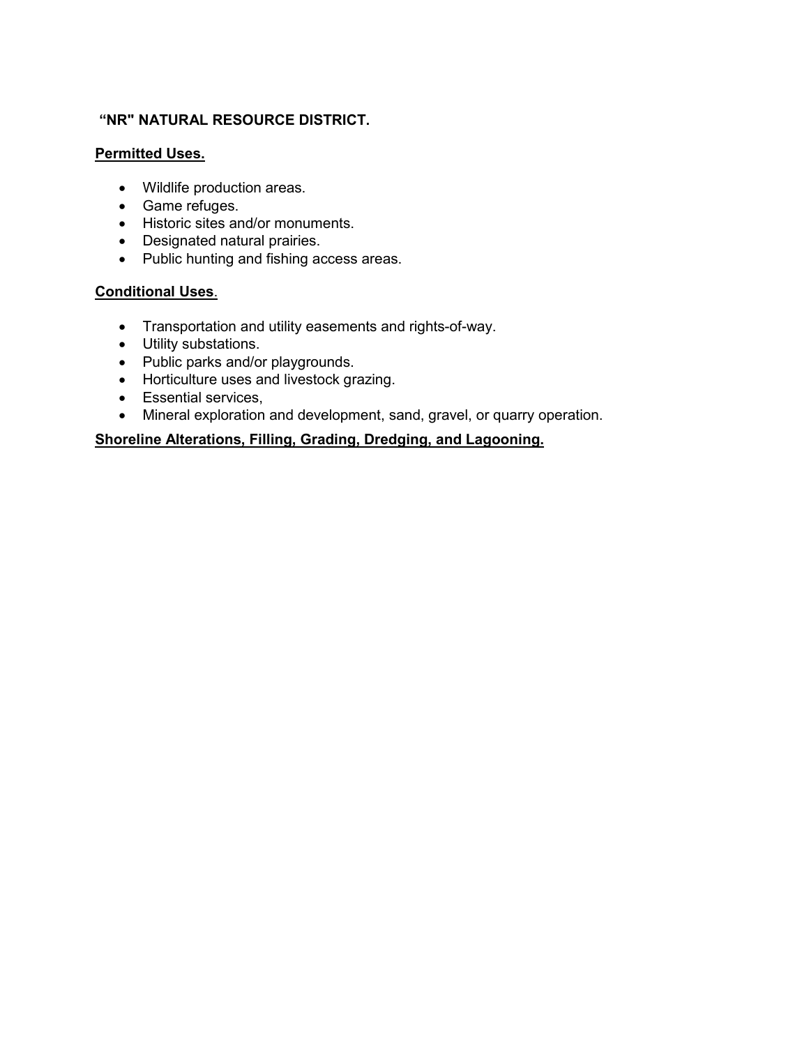## “NR" NATURAL RESOURCE DISTRICT.

### Permitted Uses.

- Wildlife production areas.
- Game refuges.
- Historic sites and/or monuments.
- Designated natural prairies.
- Public hunting and fishing access areas.

### Conditional Uses.

- Transportation and utility easements and rights-of-way.
- Utility substations.
- Public parks and/or playgrounds.
- Horticulture uses and livestock grazing.
- Essential services,
- Mineral exploration and development, sand, gravel, or quarry operation.

### Shoreline Alterations, Filling, Grading, Dredging, and Lagooning.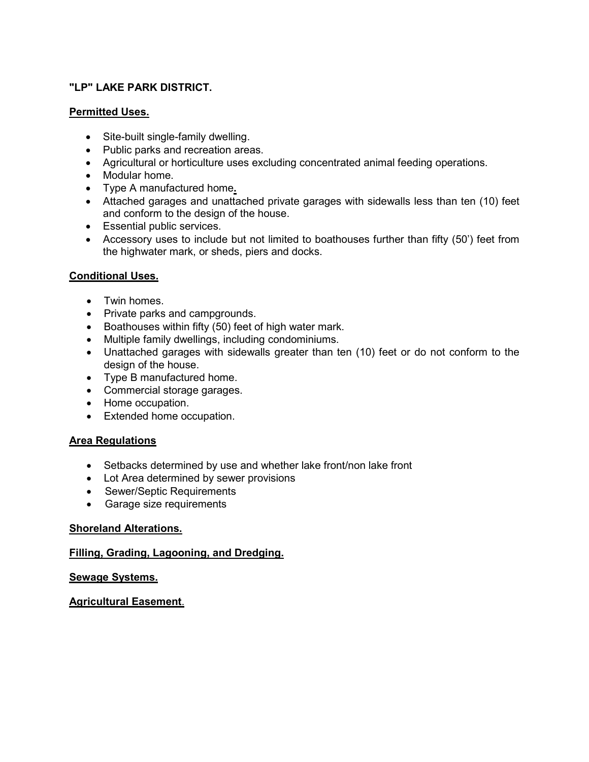**"LP" LAKE PARK DISTRICT.**

**Permitted Uses.**

- Site-built single-family dwelling.
- Public parks and recreation areas.
- Agricultural or horticulture uses excluding concentrated animal feeding operations.
- Modular home.
- Type A manufactured home**.**
- Attached garages and unattached private garages with sidewalls less than ten (10) feet and conform to the design of the house.
- Essential public services.
- Accessory uses to include but not limited to boathouses further than fifty (50') feet from the highwater mark, or sheds, piers and docks.

**Conditional Uses.**

- Twin homes.
- Private parks and campgrounds.
- Boathouses within fifty (50) feet of high water mark.
- Multiple family dwellings, including condominiums.
- Unattached garages with sidewalls greater than ten (10) feet or do not conform to the design of the house.
- Type B manufactured home.
- Commercial storage garages.
- Home occupation.
- Extended home occupation.

**Area Regulations**

- Setbacks determined by use and whether lake front/non lake front
- Lot Area determined by sewer provisions
- Sewer/Septic Requirements
- Garage size requirements

**Shoreland Alterations.**

**Filling, Grading, Lagooning, and Dredging.**

**Sewage Systems.**

**Agricultural Easement.**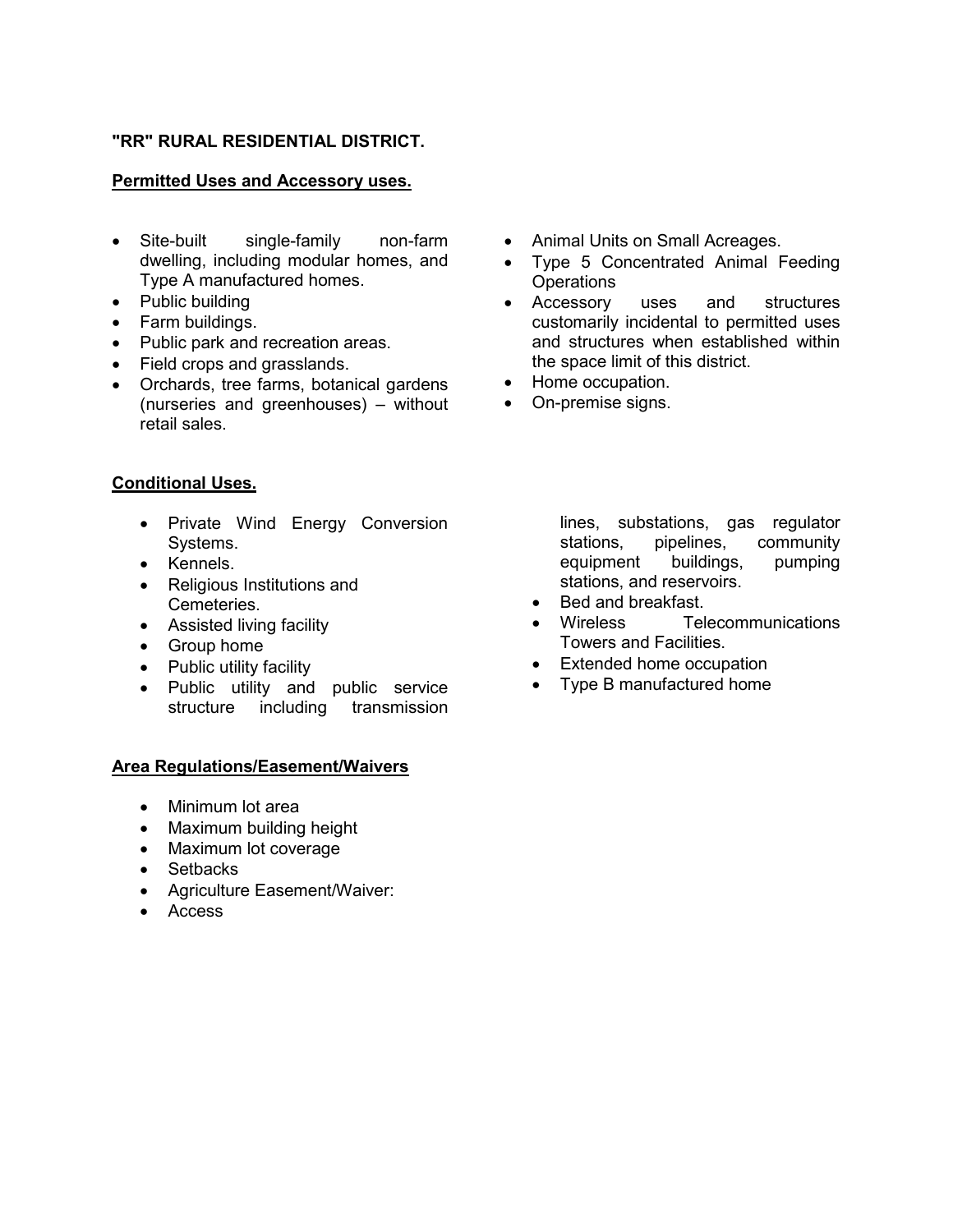**"RR" RURAL RESIDENTIAL DISTRICT.**

**Permitted Uses and Accessory uses.**

- Site-built single-family non-farm dwelling, including modular homes, and Type A manufactured homes.
- Public building
- Farm buildings.
- Public park and recreation areas.
- Field crops and grasslands.
- Orchards, tree farms, botanical gardens (nurseries and greenhouses) – without retail sales.
- Animal Units on Small Acreages.
- Type 5 Concentrated Animal Feeding Operations
- Accessory uses and structures customarily incidental to permitted uses and structures when established within the space limit of this district.
- Home occupation.
- On-premise signs.

**Conditional Uses.**

- Private Wind Energy Conversion Systems.
- Kennels.
- Religious Institutions and Cemeteries.
- Assisted living facility
- Group home
- Public utility facility
- Public utility and public service structure including transmission lines, substations, gas regulator stations, pipelines, community equipment buildings, pumping stations, and reservoirs.
- Bed and breakfast.
- Wireless Telecommunications Towers and Facilities.
- Extended home occupation
- Type B manufactured home

**Area Regulations/Easement/Waivers**

- Minimum lot area
- Maximum building height
- Maximum lot coverage
- Setbacks
- Agriculture Easement/Waiver:
- Access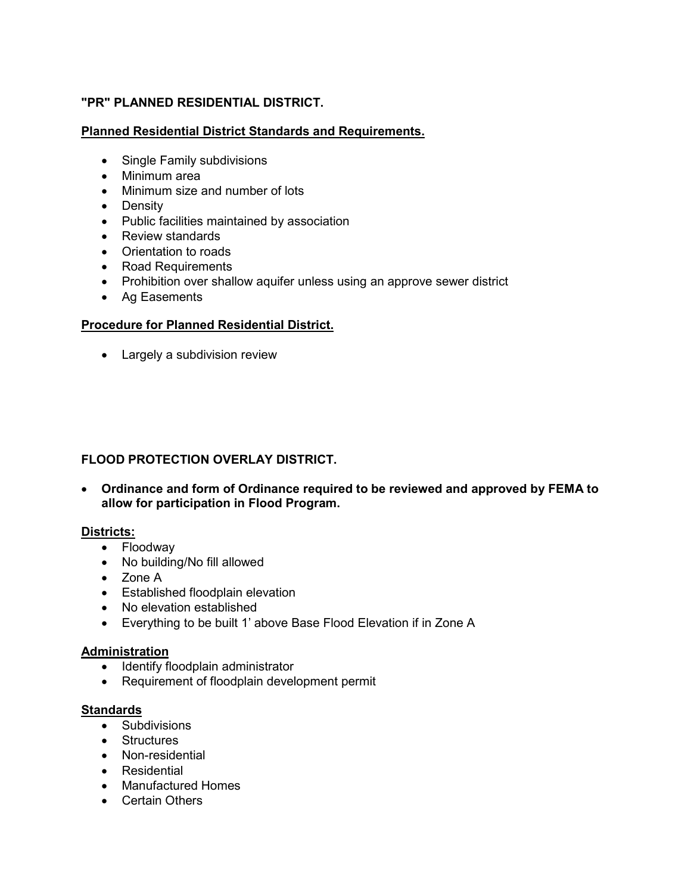**"PR" PLANNED RESIDENTIAL DISTRICT.**

**Planned Residential District Standards and Requirements.**

- Single Family subdivisions
- Minimum area
- Minimum size and number of lots
- Density
- Public facilities maintained by association
- Review standards
- Orientation to roads
- Road Requirements
- Prohibition over shallow aquifer unless using an approve sewer district
- Ag Easements

**Procedure for Planned Residential District.**

- Largely a subdivision review

**FLOOD PROTECTION OVERLAY DISTRICT.**

- **Ordinance and form of Ordinance required to be reviewed and approved by FEMA to allow for participation in Flood Program.**

**Districts:**

- Floodway
- No building/No fill allowed
- Zone A
- Established floodplain elevation
- No elevation established
- Everything to be built 1' above Base Flood Elevation if in Zone A

**Administration**

- Identify floodplain administrator
- Requirement of floodplain development permit

**Standards**

- Subdivisions
- Structures
- Non-residential
- Residential
- Manufactured Homes
- Certain Others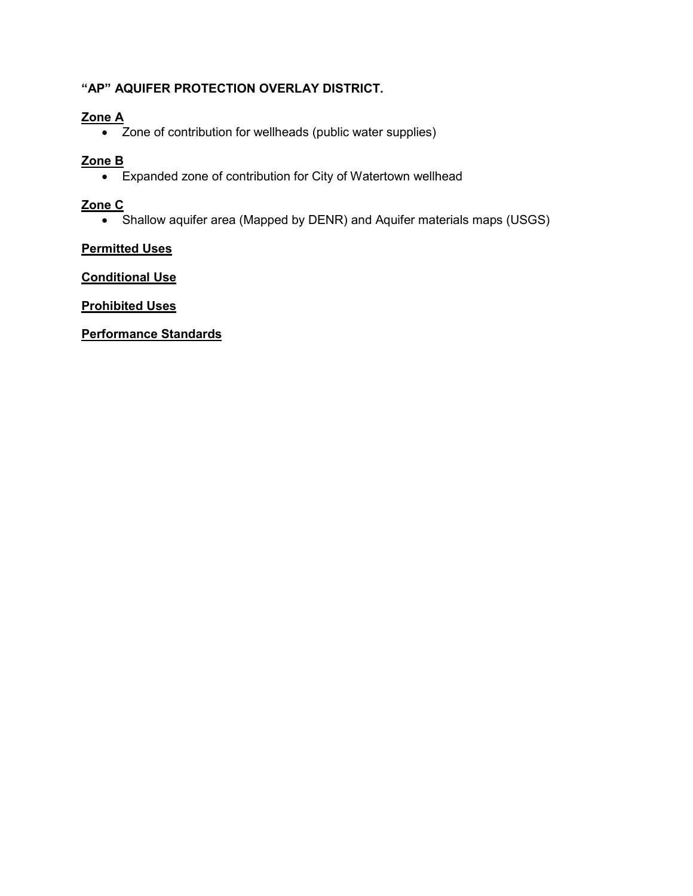**"AP" AQUIFER PROTECTION OVERLAY DISTRICT.**

**Zone A**

- Zone of contribution for wellheads (public water supplies)

**Zone B**

- Expanded zone of contribution for City of Watertown wellhead

**Zone C**

- Shallow aquifer area (Mapped by DENR) and Aquifer materials maps (USGS)

**Permitted Uses**

**Conditional Use**

**Prohibited Uses**

**Performance Standards**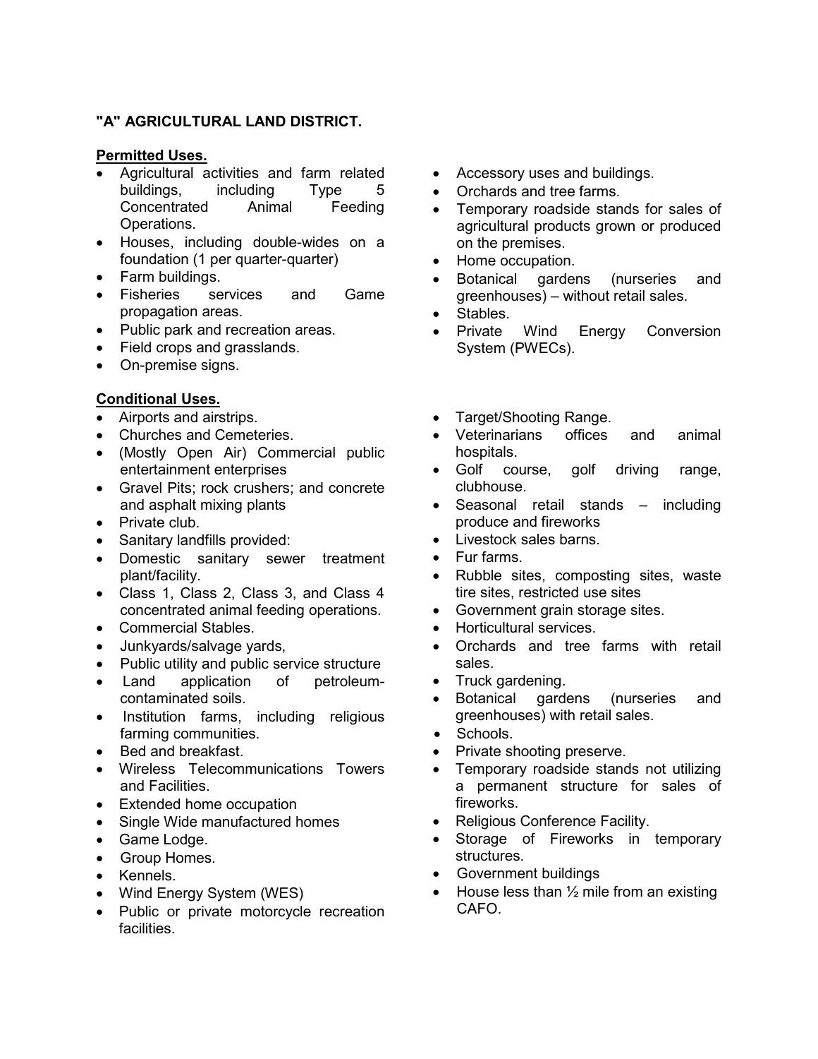## "A" AGRICULTURAL LAND DISTRICT.

**Permitted Uses.**

- Agricultural activities and farm related buildings, including Type 5 Concentrated Animal Feeding Operations.
- Houses, including double-wides on a foundation (1 per quarter-quarter)
- Farm buildings.
- Fisheries services and Game propagation areas.
- Public park and recreation areas.
- Field crops and grasslands.
- On-premise signs.
- Accessory uses and buildings.
- Orchards and tree farms.
- Temporary roadside stands for sales of agricultural products grown or produced on the premises.
- Home occupation.
- Botanical gardens (nurseries and greenhouses) – without retail sales.
- Stables.
- Private Wind Energy Conversion System (PWECs).

**Conditional Uses.**

- Airports and airstrips.
- Churches and Cemeteries.
- (Mostly Open Air) Commercial public entertainment enterprises
- Gravel Pits; rock crushers; and concrete and asphalt mixing plants
- Private club.
- Sanitary landfills provided:
- Domestic sanitary sewer treatment plant/facility.
- Class 1, Class 2, Class 3, and Class 4 concentrated animal feeding operations.
- Commercial Stables.
- Junkyards/salvage yards,
- Public utility and public service structure
- Land application of petroleum-contaminated soils.
- Institution farms, including religious farming communities.
- Bed and breakfast.
- Wireless Telecommunications Towers and Facilities.
- Extended home occupation
- Single Wide manufactured homes
- Game Lodge.
- Group Homes.
- Kennels.
- Wind Energy System (WES)
- Public or private motorcycle recreation facilities.
- Target/Shooting Range.
- Veterinarians offices and animal hospitals.
- Golf course, golf driving range, clubhouse.
- Seasonal retail stands – including produce and fireworks
- Livestock sales barns.
- Fur farms.
- Rubble sites, composting sites, waste tire sites, restricted use sites
- Government grain storage sites.
- Horticultural services.
- Orchards and tree farms with retail sales.
- Truck gardening.
- Botanical gardens (nurseries and greenhouses) with retail sales.
- Schools.
- Private shooting preserve.
- Temporary roadside stands not utilizing a permanent structure for sales of fireworks.
- Religious Conference Facility.
- Storage of Fireworks in temporary structures.
- Government buildings
- House less than ½ mile from an existing CAFO.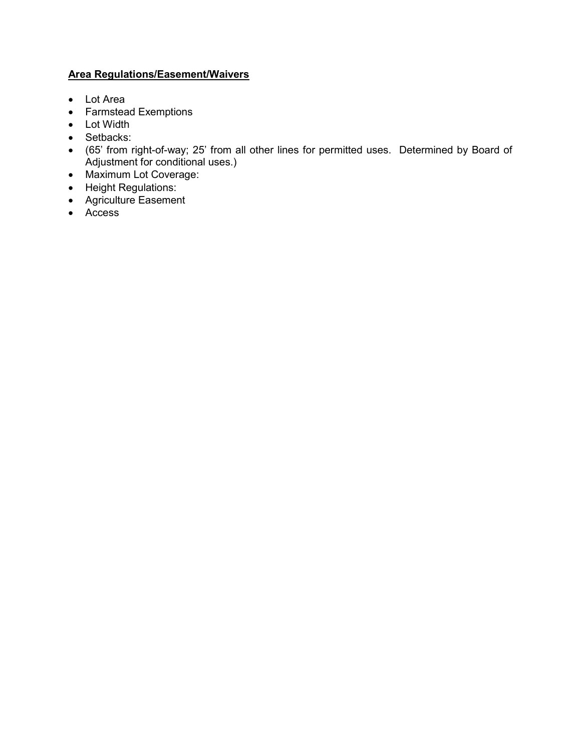**Area Regulations/Easement/Waivers**

- Lot Area
- Farmstead Exemptions
- Lot Width
- Setbacks:
- (65' from right-of-way; 25' from all other lines for permitted uses. Determined by Board of Adjustment for conditional uses.)
- Maximum Lot Coverage:
- Height Regulations:
- Agriculture Easement
- Access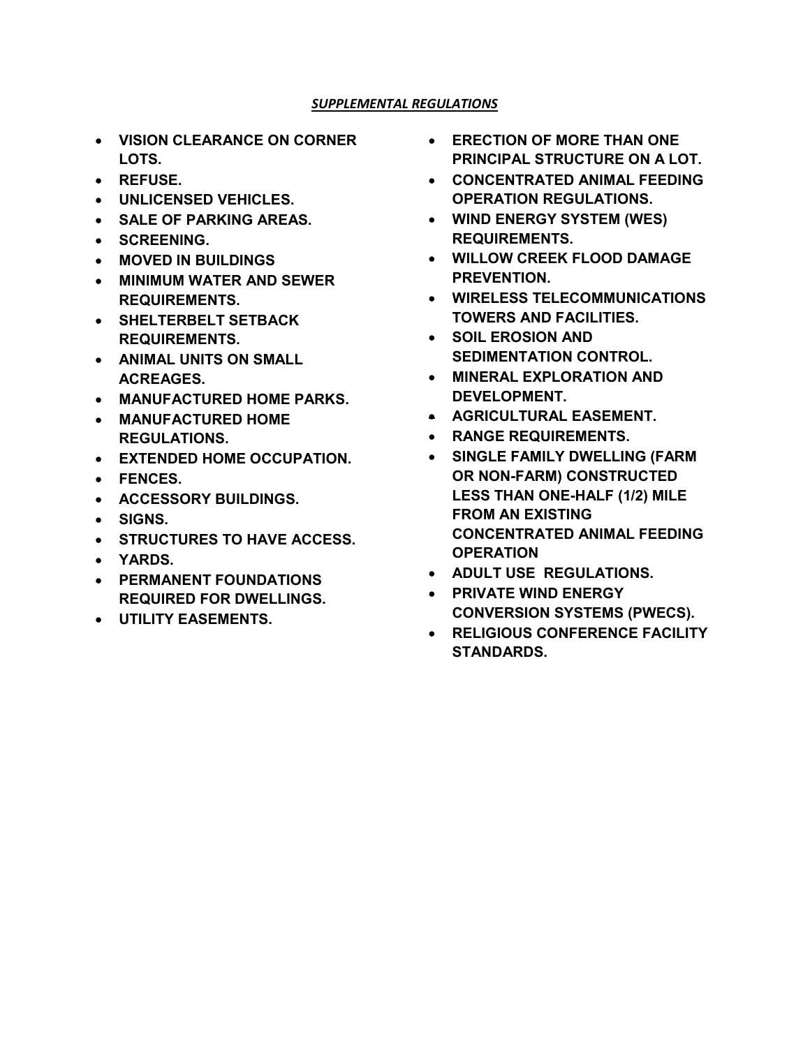***SUPPLEMENTAL REGULATIONS***

- **VISION CLEARANCE ON CORNER LOTS.**
- **REFUSE.**
- **UNLICENSED VEHICLES.**
- **SALE OF PARKING AREAS.**
- **SCREENING.**
- **MOVED IN BUILDINGS**
- **MINIMUM WATER AND SEWER REQUIREMENTS.**
- **SHELTERBELT SETBACK REQUIREMENTS.**
- **ANIMAL UNITS ON SMALL ACREAGES.**
- **MANUFACTURED HOME PARKS.**
- **MANUFACTURED HOME REGULATIONS.**
- **EXTENDED HOME OCCUPATION.**
- **FENCES.**
- **ACCESSORY BUILDINGS.**
- **SIGNS.**
- **STRUCTURES TO HAVE ACCESS.**
- **YARDS.**
- **PERMANENT FOUNDATIONS REQUIRED FOR DWELLINGS.**
- **UTILITY EASEMENTS.**
- **ERECTION OF MORE THAN ONE PRINCIPAL STRUCTURE ON A LOT.**
- **CONCENTRATED ANIMAL FEEDING OPERATION REGULATIONS.**
- **WIND ENERGY SYSTEM (WES) REQUIREMENTS.**
- **WILLOW CREEK FLOOD DAMAGE PREVENTION.**
- **WIRELESS TELECOMMUNICATIONS TOWERS AND FACILITIES.**
- **SOIL EROSION AND SEDIMENTATION CONTROL.**
- **MINERAL EXPLORATION AND DEVELOPMENT.**
- **AGRICULTURAL EASEMENT.**
- **RANGE REQUIREMENTS.**
- **SINGLE FAMILY DWELLING (FARM OR NON-FARM) CONSTRUCTED LESS THAN ONE-HALF (1/2) MILE FROM AN EXISTING CONCENTRATED ANIMAL FEEDING OPERATION**
- **ADULT USE REGULATIONS.**
- **PRIVATE WIND ENERGY CONVERSION SYSTEMS (PWECS).**
- **RELIGIOUS CONFERENCE FACILITY STANDARDS.**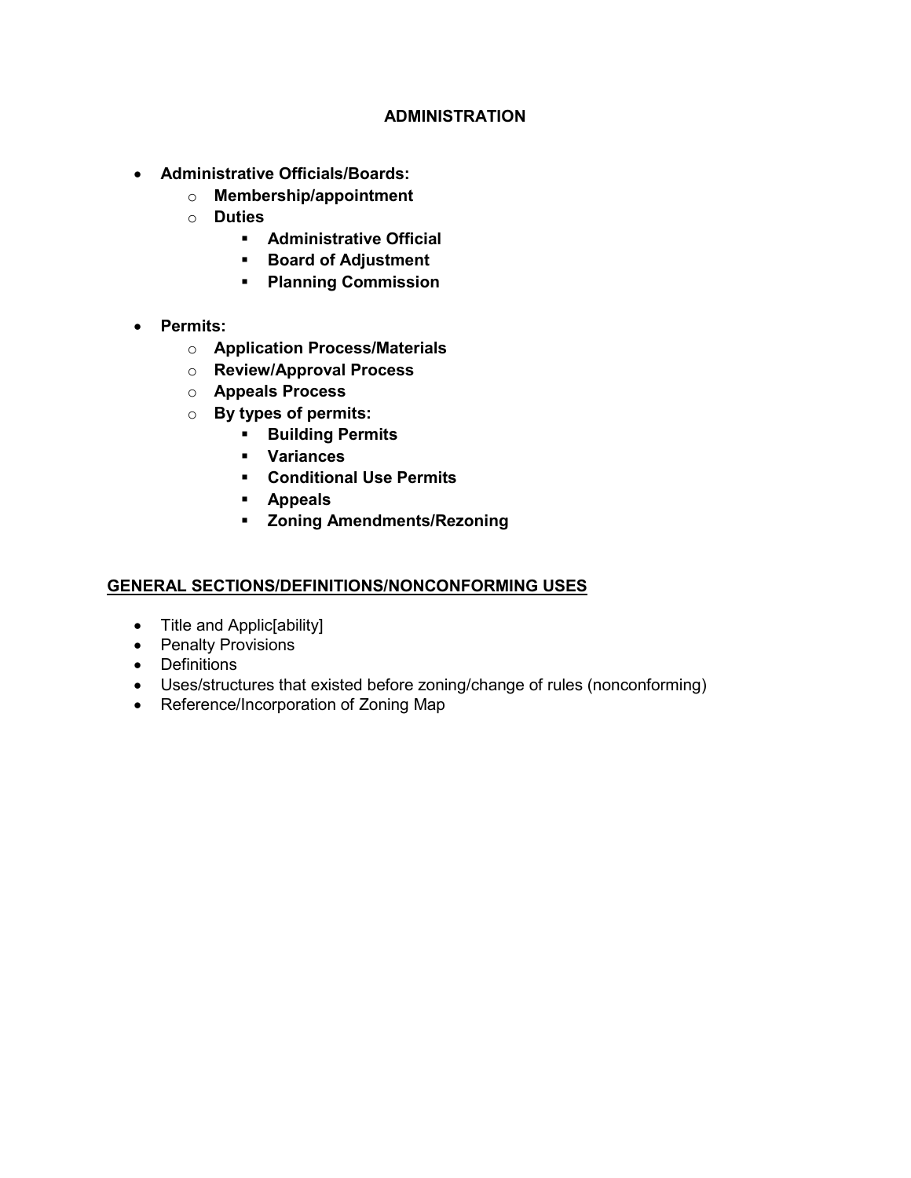## ADMINISTRATION

- **Administrative Officials/Boards:**
  - **Membership/appointment**
  - **Duties**
    - **Administrative Official**
    - **Board of Adjustment**
    - **Planning Commission**

- **Permits:**
  - **Application Process/Materials**
  - **Review/Approval Process**
  - **Appeals Process**
  - **By types of permits:**
    - **Building Permits**
    - **Variances**
    - **Conditional Use Permits**
    - **Appeals**
    - **Zoning Amendments/Rezoning**

## GENERAL SECTIONS/DEFINITIONS/NONCONFORMING USES

- Title and Applic[ability]
- Penalty Provisions
- Definitions
- Uses/structures that existed before zoning/change of rules (nonconforming)
- Reference/Incorporation of Zoning Map